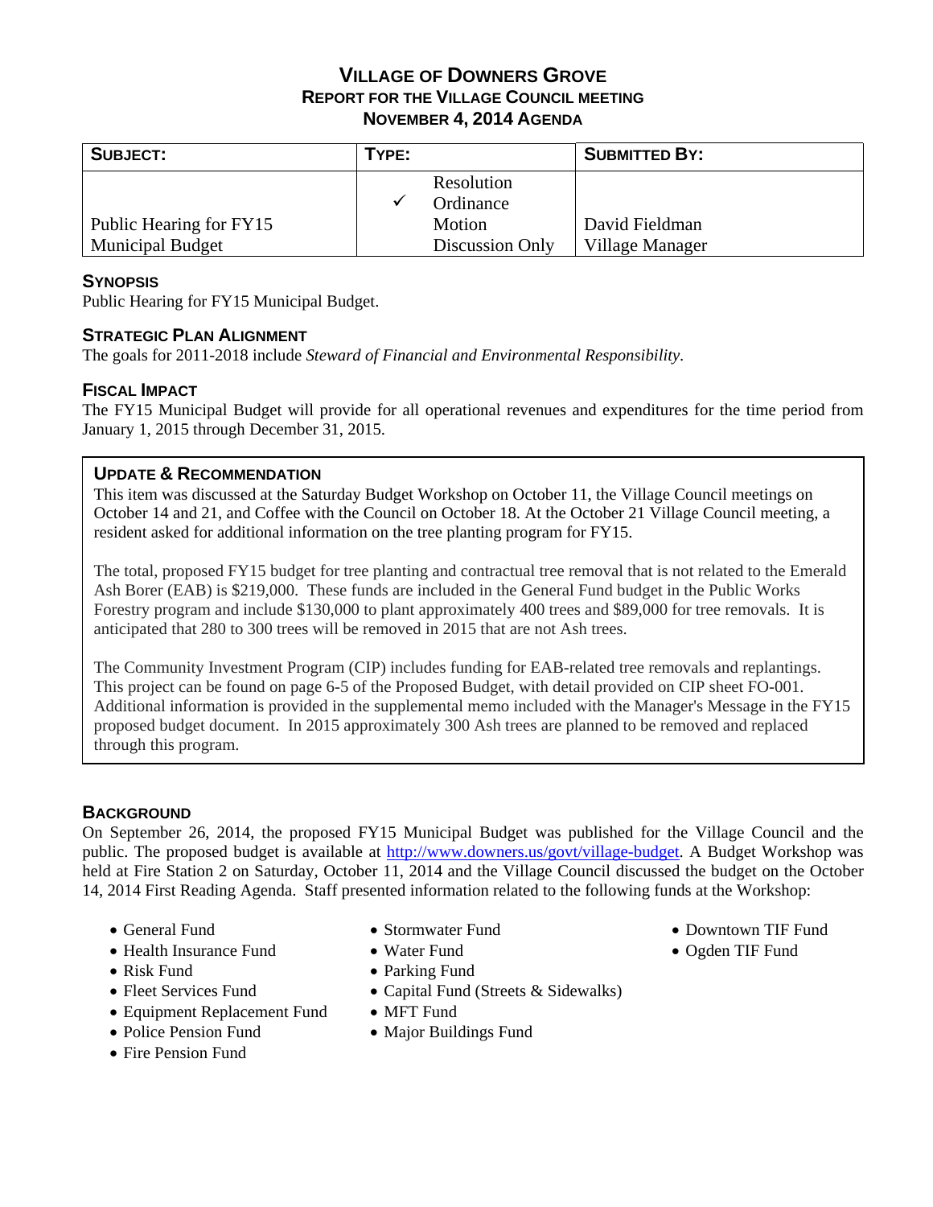# VILLAGE OF DOWNERS GROVE
## REPORT FOR THE VILLAGE COUNCIL MEETING
## NOVEMBER 4, 2014 AGENDA

| SUBJECT: | TYPE: | | SUBMITTED BY: |
|---|---|---|---|
| Public Hearing for FY15 Municipal Budget | | Resolution | David Fieldman Village Manager |
| | ✓ | Ordinance | |
| | | Motion | |
| | | Discussion Only | |

### SYNOPSIS
Public Hearing for FY15 Municipal Budget.

### STRATEGIC PLAN ALIGNMENT
The goals for 2011-2018 include *Steward of Financial and Environmental Responsibility*.

### FISCAL IMPACT
The FY15 Municipal Budget will provide for all operational revenues and expenditures for the time period from January 1, 2015 through December 31, 2015.

### UPDATE & RECOMMENDATION
This item was discussed at the Saturday Budget Workshop on October 11, the Village Council meetings on October 14 and 21, and Coffee with the Council on October 18. At the October 21 Village Council meeting, a resident asked for additional information on the tree planting program for FY15.

The total, proposed FY15 budget for tree planting and contractual tree removal that is not related to the Emerald Ash Borer (EAB) is $219,000. These funds are included in the General Fund budget in the Public Works Forestry program and include $130,000 to plant approximately 400 trees and $89,000 for tree removals. It is anticipated that 280 to 300 trees will be removed in 2015 that are not Ash trees.

The Community Investment Program (CIP) includes funding for EAB-related tree removals and replantings. This project can be found on page 6-5 of the Proposed Budget, with detail provided on CIP sheet FO-001. Additional information is provided in the supplemental memo included with the Manager's Message in the FY15 proposed budget document. In 2015 approximately 300 Ash trees are planned to be removed and replaced through this program.

### BACKGROUND
On September 26, 2014, the proposed FY15 Municipal Budget was published for the Village Council and the public. The proposed budget is available at http://www.downers.us/govt/village-budget. A Budget Workshop was held at Fire Station 2 on Saturday, October 11, 2014 and the Village Council discussed the budget on the October 14, 2014 First Reading Agenda. Staff presented information related to the following funds at the Workshop:

- General Fund
- Health Insurance Fund
- Risk Fund
- Fleet Services Fund
- Equipment Replacement Fund
- Police Pension Fund
- Fire Pension Fund
- Stormwater Fund
- Water Fund
- Parking Fund
- Capital Fund (Streets & Sidewalks)
- MFT Fund
- Major Buildings Fund
- Downtown TIF Fund
- Ogden TIF Fund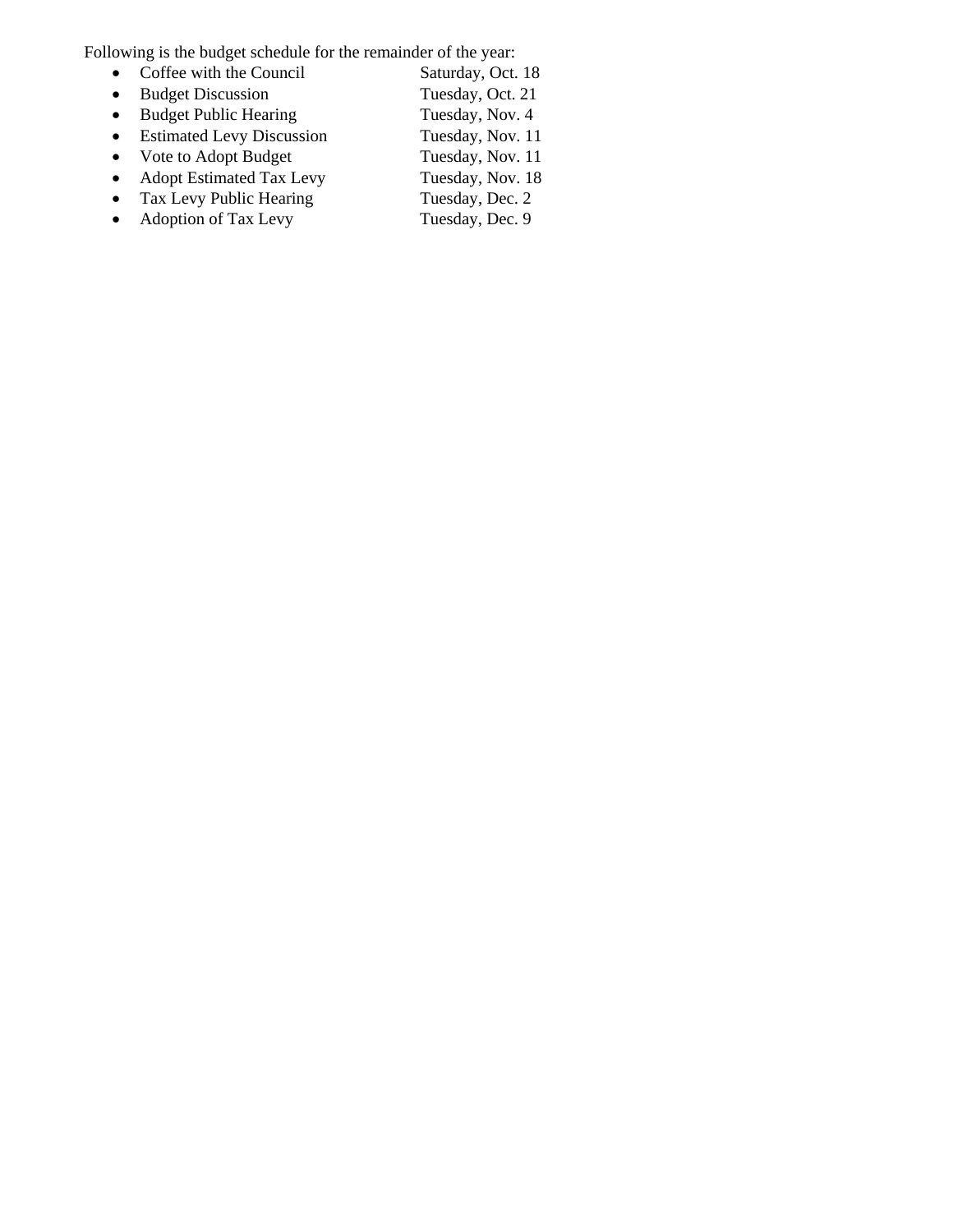Following is the budget schedule for the remainder of the year:

- Coffee with the Council Saturday, Oct. 18
- Budget Discussion Tuesday, Oct. 21
- Budget Public Hearing Tuesday, Nov. 4
- Estimated Levy Discussion Tuesday, Nov. 11
- Vote to Adopt Budget Tuesday, Nov. 11
- Adopt Estimated Tax Levy Tuesday, Nov. 18
- Tax Levy Public Hearing Tuesday, Dec. 2
- Adoption of Tax Levy Tuesday, Dec. 9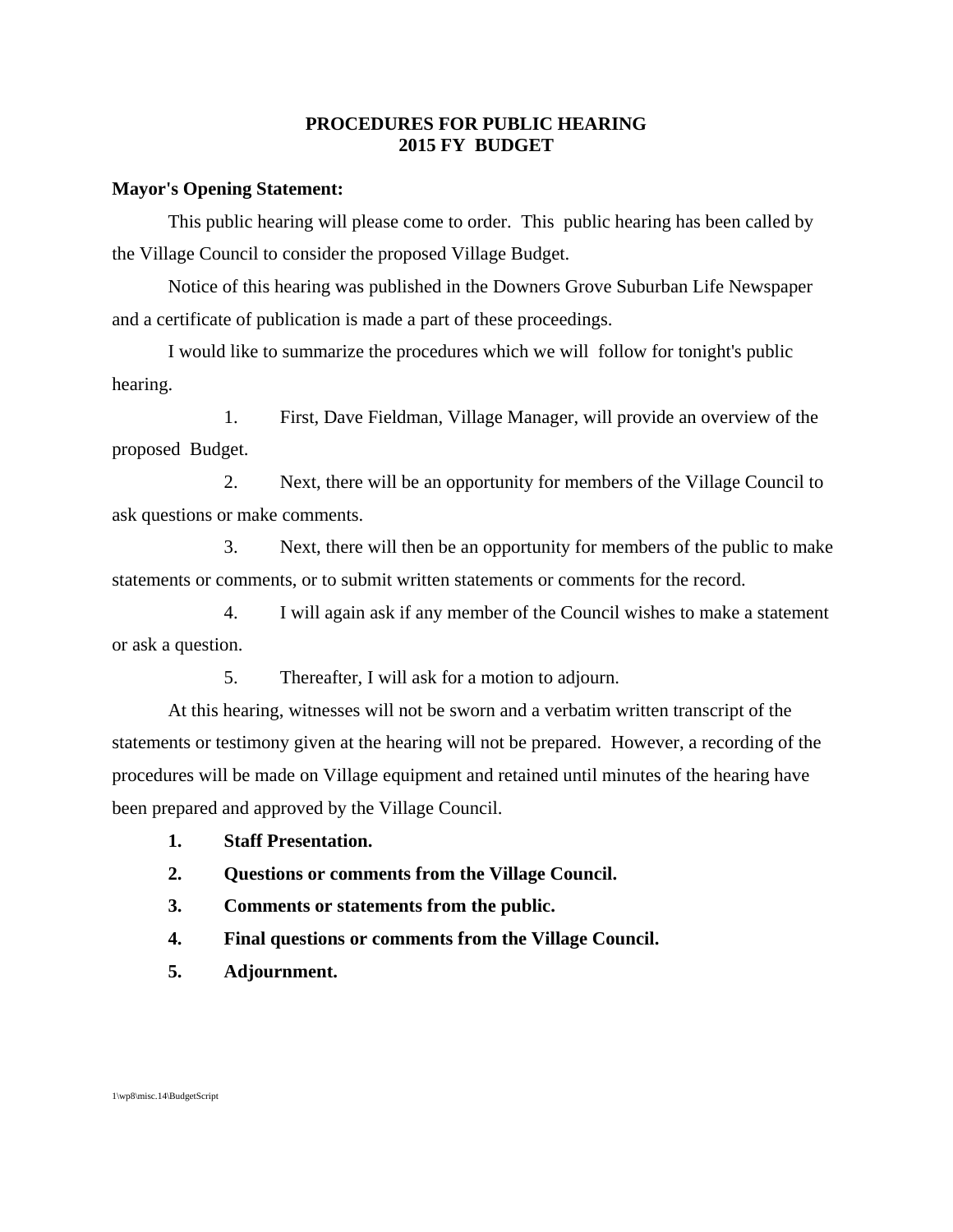# PROCEDURES FOR PUBLIC HEARING
# 2015 FY BUDGET

**Mayor's Opening Statement:**

This public hearing will please come to order. This public hearing has been called by the Village Council to consider the proposed Village Budget.

Notice of this hearing was published in the Downers Grove Suburban Life Newspaper and a certificate of publication is made a part of these proceedings.

I would like to summarize the procedures which we will follow for tonight's public hearing.

1. First, Dave Fieldman, Village Manager, will provide an overview of the proposed Budget.
2. Next, there will be an opportunity for members of the Village Council to ask questions or make comments.
3. Next, there will then be an opportunity for members of the public to make statements or comments, or to submit written statements or comments for the record.
4. I will again ask if any member of the Council wishes to make a statement or ask a question.
5. Thereafter, I will ask for a motion to adjourn.

At this hearing, witnesses will not be sworn and a verbatim written transcript of the statements or testimony given at the hearing will not be prepared. However, a recording of the procedures will be made on Village equipment and retained until minutes of the hearing have been prepared and approved by the Village Council.

1. **Staff Presentation.**
2. **Questions or comments from the Village Council.**
3. **Comments or statements from the public.**
4. **Final questions or comments from the Village Council.**
5. **Adjournment.**

1\wp8\misc.14\BudgetScript